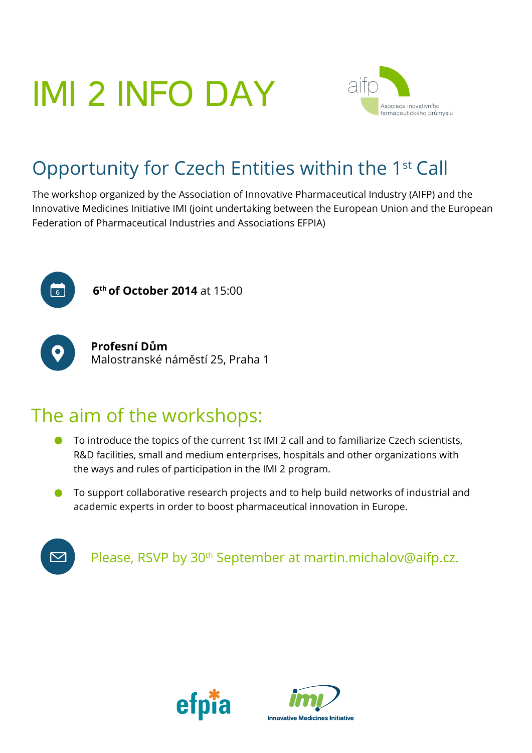# IMI 2 INFO DAY

aifp
Asociace inovativního farmaceutického průmyslu

## Opportunity for Czech Entities within the 1st Call

The workshop organized by the Association of Innovative Pharmaceutical Industry (AIFP) and the Innovative Medicines Initiative IMI (joint undertaking between the European Union and the European Federation of Pharmaceutical Industries and Associations EFPIA)

**6th of October 2014** at 15:00

**Profesní Dům**
Malostranské náměstí 25, Praha 1

## The aim of the workshops:

- To introduce the topics of the current 1st IMI 2 call and to familiarize Czech scientists, R&D facilities, small and medium enterprises, hospitals and other organizations with the ways and rules of participation in the IMI 2 program.
- To support collaborative research projects and to help build networks of industrial and academic experts in order to boost pharmaceutical innovation in Europe.

Please, RSVP by 30th September at martin.michalov@aifp.cz.

efpia

imi Innovative Medicines Initiative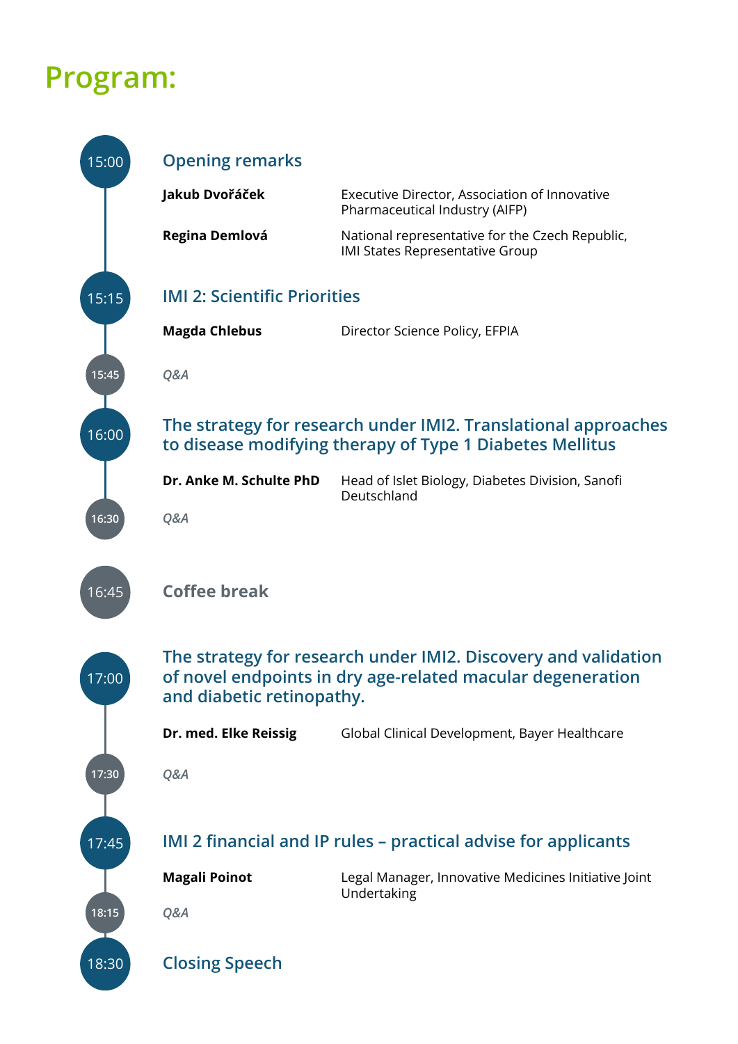# Program:

**15:00** — **Opening remarks**

| | |
|---|---|
| **Jakub Dvořáček** | Executive Director, Association of Innovative Pharmaceutical Industry (AIFP) |
| **Regina Demlová** | National representative for the Czech Republic, IMI States Representative Group |

**15:15** — **IMI 2: Scientific Priorities**

| | |
|---|---|
| **Magda Chlebus** | Director Science Policy, EFPIA |

**15:45** — *Q&A*

**16:00** — **The strategy for research under IMI2. Translational approaches to disease modifying therapy of Type 1 Diabetes Mellitus**

| | |
|---|---|
| **Dr. Anke M. Schulte PhD** | Head of Islet Biology, Diabetes Division, Sanofi Deutschland |

**16:30** — *Q&A*

**16:45** — **Coffee break**

**17:00** — **The strategy for research under IMI2. Discovery and validation of novel endpoints in dry age-related macular degeneration and diabetic retinopathy.**

| | |
|---|---|
| **Dr. med. Elke Reissig** | Global Clinical Development, Bayer Healthcare |

**17:30** — *Q&A*

**17:45** — **IMI 2 financial and IP rules – practical advise for applicants**

| | |
|---|---|
| **Magali Poinot** | Legal Manager, Innovative Medicines Initiative Joint Undertaking |

**18:15** — *Q&A*

**18:30** — **Closing Speech**